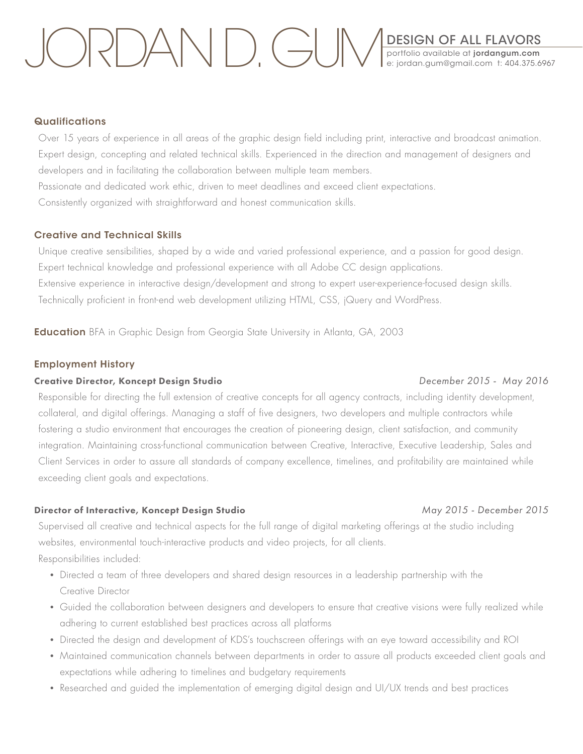# JORDAN D. GUM

**DESIGN OF ALL FLAVORS**
portfolio available at **jordangum.com**
e: jordan.gum@gmail.com t: 404.375.6967

## Qualifications

Over 15 years of experience in all areas of the graphic design field including print, interactive and broadcast animation.
Expert design, concepting and related technical skills. Experienced in the direction and management of designers and developers and in facilitating the collaboration between multiple team members.
Passionate and dedicated work ethic, driven to meet deadlines and exceed client expectations.
Consistently organized with straightforward and honest communication skills.

## Creative and Technical Skills

Unique creative sensibilities, shaped by a wide and varied professional experience, and a passion for good design.
Expert technical knowledge and professional experience with all Adobe CC design applications.
Extensive experience in interactive design/development and strong to expert user-experience-focused design skills.
Technically proficient in front-end web development utilizing HTML, CSS, jQuery and WordPress.

**Education** BFA in Graphic Design from Georgia State University in Atlanta, GA, 2003

## Employment History

### Creative Director, Koncept Design Studio
*December 2015 - May 2016*

Responsible for directing the full extension of creative concepts for all agency contracts, including identity development, collateral, and digital offerings. Managing a staff of five designers, two developers and multiple contractors while fostering a studio environment that encourages the creation of pioneering design, client satisfaction, and community integration. Maintaining cross-functional communication between Creative, Interactive, Executive Leadership, Sales and Client Services in order to assure all standards of company excellence, timelines, and profitability are maintained while exceeding client goals and expectations.

### Director of Interactive, Koncept Design Studio
*May 2015 - December 2015*

Supervised all creative and technical aspects for the full range of digital marketing offerings at the studio including websites, environmental touch-interactive products and video projects, for all clients.
Responsibilities included:

- Directed a team of three developers and shared design resources in a leadership partnership with the Creative Director
- Guided the collaboration between designers and developers to ensure that creative visions were fully realized while adhering to current established best practices across all platforms
- Directed the design and development of KDS's touchscreen offerings with an eye toward accessibility and ROI
- Maintained communication channels between departments in order to assure all products exceeded client goals and expectations while adhering to timelines and budgetary requirements
- Researched and guided the implementation of emerging digital design and UI/UX trends and best practices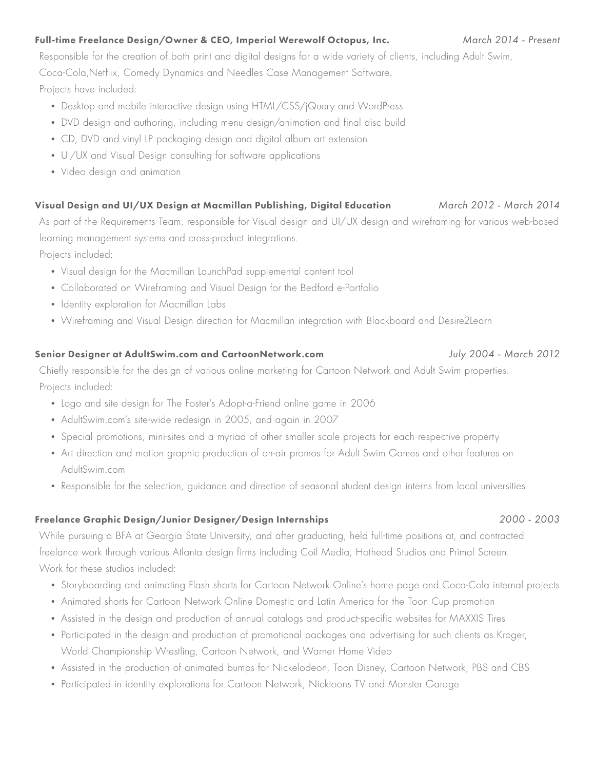**Full-time Freelance Design/Owner & CEO, Imperial Werewolf Octopus, Inc.** *March 2014 - Present*

Responsible for the creation of both print and digital designs for a wide variety of clients, including Adult Swim, Coca-Cola,Netflix, Comedy Dynamics and Needles Case Management Software.

Projects have included:

- Desktop and mobile interactive design using HTML/CSS/jQuery and WordPress
- DVD design and authoring, including menu design/animation and final disc build
- CD, DVD and vinyl LP packaging design and digital album art extension
- UI/UX and Visual Design consulting for software applications
- Video design and animation

**Visual Design and UI/UX Design at Macmillan Publishing, Digital Education** *March 2012 - March 2014*

As part of the Requirements Team, responsible for Visual design and UI/UX design and wireframing for various web-based learning management systems and cross-product integrations.

Projects included:

- Visual design for the Macmillan LaunchPad supplemental content tool
- Collaborated on Wireframing and Visual Design for the Bedford e-Portfolio
- Identity exploration for Macmillan Labs
- Wireframing and Visual Design direction for Macmillan integration with Blackboard and Desire2Learn

**Senior Designer at AdultSwim.com and CartoonNetwork.com** *July 2004 - March 2012*

Chiefly responsible for the design of various online marketing for Cartoon Network and Adult Swim properties.

Projects included:

- Logo and site design for The Foster's Adopt-a-Friend online game in 2006
- AdultSwim.com's site-wide redesign in 2005, and again in 2007
- Special promotions, mini-sites and a myriad of other smaller scale projects for each respective property
- Art direction and motion graphic production of on-air promos for Adult Swim Games and other features on AdultSwim.com
- Responsible for the selection, guidance and direction of seasonal student design interns from local universities

**Freelance Graphic Design/Junior Designer/Design Internships** *2000 - 2003*

While pursuing a BFA at Georgia State University, and after graduating, held full-time positions at, and contracted freelance work through various Atlanta design firms including Coil Media, Hothead Studios and Primal Screen.

Work for these studios included:

- Storyboarding and animating Flash shorts for Cartoon Network Online's home page and Coca-Cola internal projects
- Animated shorts for Cartoon Network Online Domestic and Latin America for the Toon Cup promotion
- Assisted in the design and production of annual catalogs and product-specific websites for MAXXIS Tires
- Participated in the design and production of promotional packages and advertising for such clients as Kroger, World Championship Wrestling, Cartoon Network, and Warner Home Video
- Assisted in the production of animated bumps for Nickelodeon, Toon Disney, Cartoon Network, PBS and CBS
- Participated in identity explorations for Cartoon Network, Nicktoons TV and Monster Garage